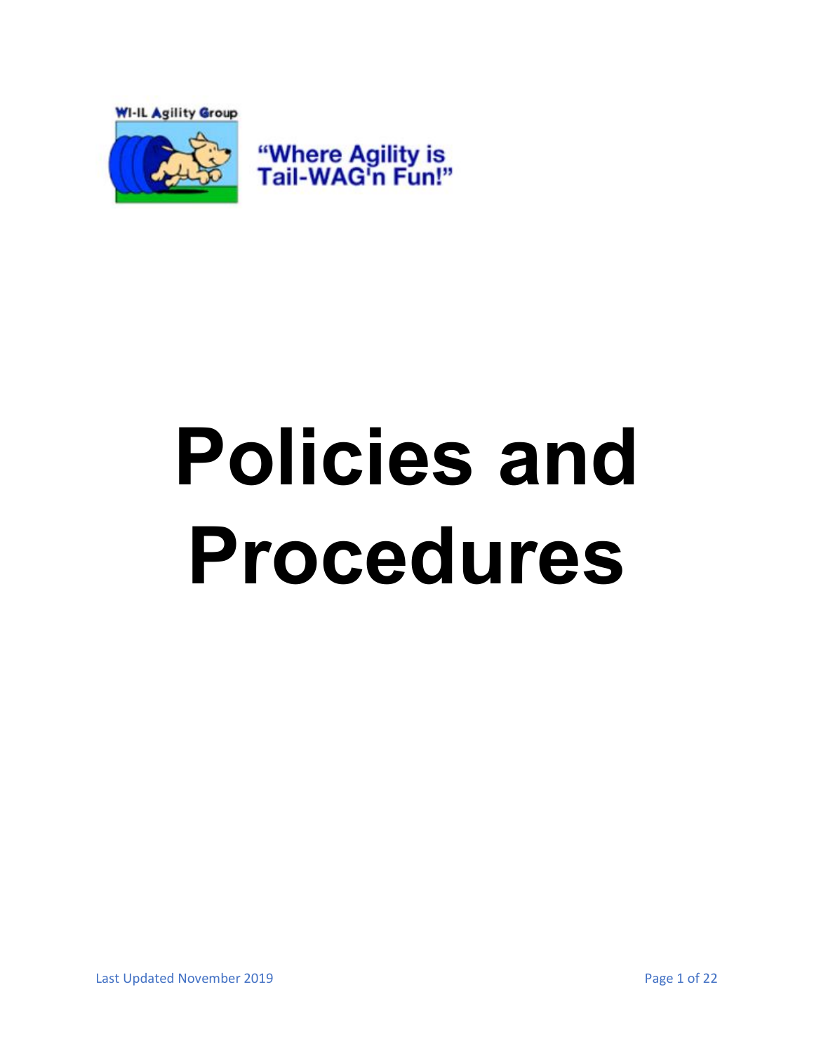WI-IL Agility Group

"Where Agility is Tail-WAG'n Fun!"

# Policies and Procedures

Last Updated November 2019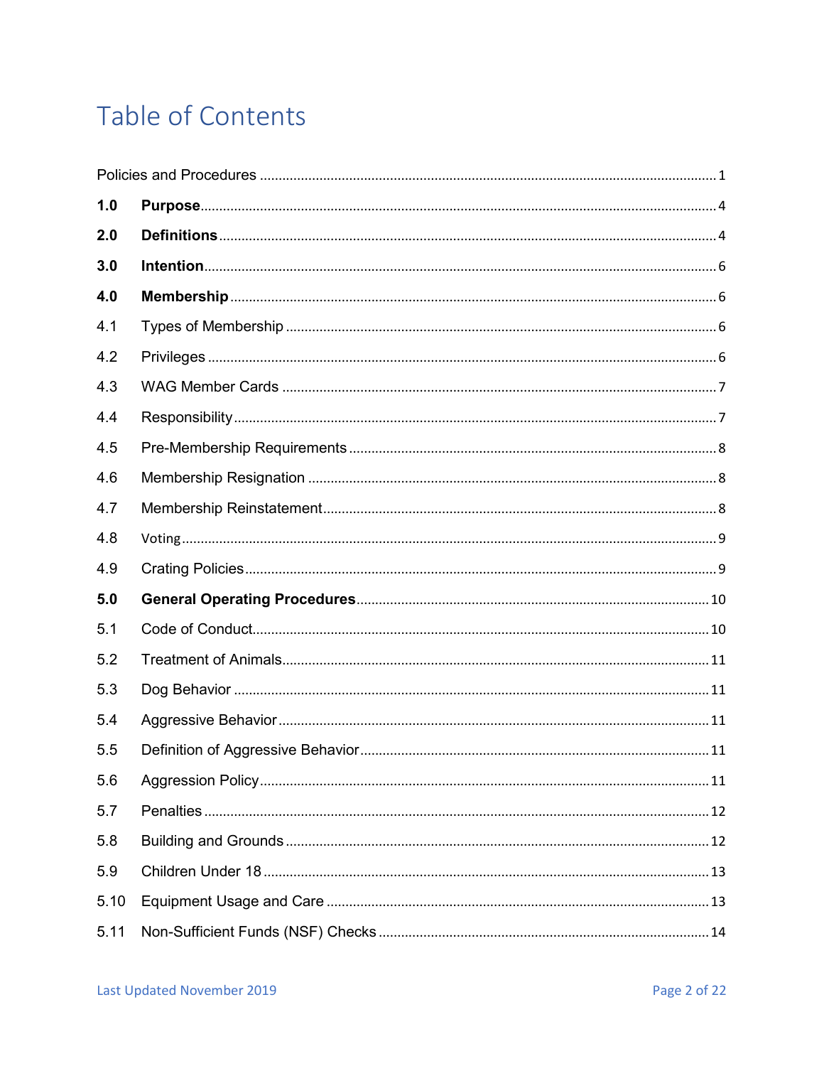# Table of Contents

Policies and Procedures ........ 1

**1.0 Purpose** ........ 4

**2.0 Definitions** ........ 4

**3.0 Intention** ........ 6

**4.0 Membership** ........ 6

4.1 Types of Membership ........ 6

4.2 Privileges ........ 6

4.3 WAG Member Cards ........ 7

4.4 Responsibility ........ 7

4.5 Pre-Membership Requirements ........ 8

4.6 Membership Resignation ........ 8

4.7 Membership Reinstatement ........ 8

4.8 Voting ........ 9

4.9 Crating Policies ........ 9

**5.0 General Operating Procedures** ........ 10

5.1 Code of Conduct ........ 10

5.2 Treatment of Animals ........ 11

5.3 Dog Behavior ........ 11

5.4 Aggressive Behavior ........ 11

5.5 Definition of Aggressive Behavior ........ 11

5.6 Aggression Policy ........ 11

5.7 Penalties ........ 12

5.8 Building and Grounds ........ 12

5.9 Children Under 18 ........ 13

5.10 Equipment Usage and Care ........ 13

5.11 Non-Sufficient Funds (NSF) Checks ........ 14

Last Updated November 2019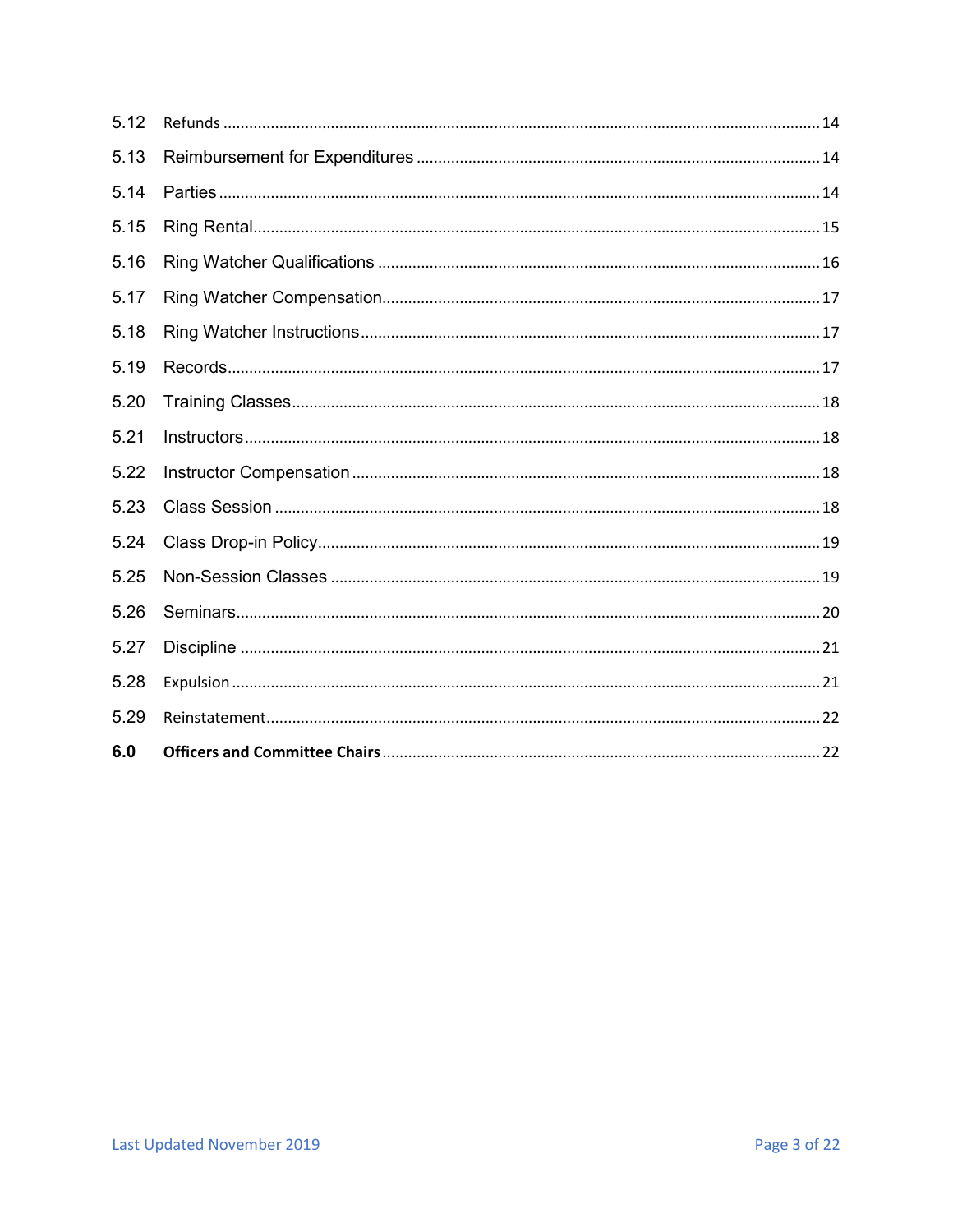5.12 Refunds ..... 14

5.13 Reimbursement for Expenditures ..... 14

5.14 Parties ..... 14

5.15 Ring Rental ..... 15

5.16 Ring Watcher Qualifications ..... 16

5.17 Ring Watcher Compensation ..... 17

5.18 Ring Watcher Instructions ..... 17

5.19 Records ..... 17

5.20 Training Classes ..... 18

5.21 Instructors ..... 18

5.22 Instructor Compensation ..... 18

5.23 Class Session ..... 18

5.24 Class Drop-in Policy ..... 19

5.25 Non-Session Classes ..... 19

5.26 Seminars ..... 20

5.27 Discipline ..... 21

5.28 Expulsion ..... 21

5.29 Reinstatement ..... 22

**6.0 Officers and Committee Chairs ..... 22**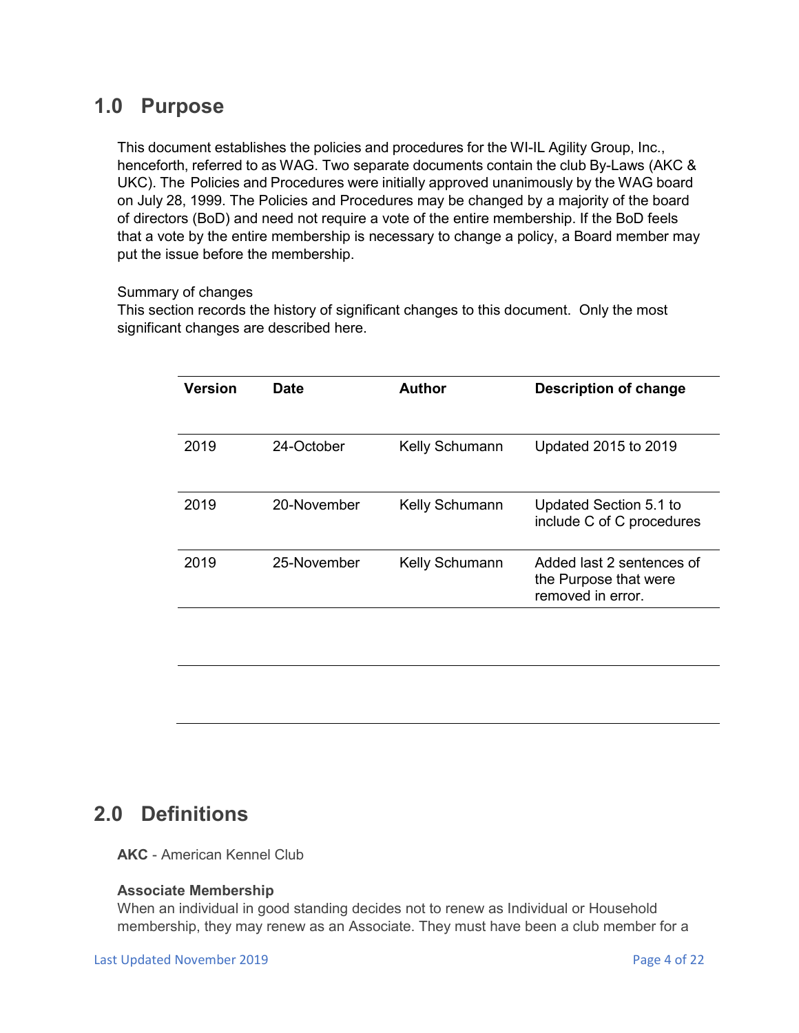## 1.0 Purpose

This document establishes the policies and procedures for the WI-IL Agility Group, Inc., henceforth, referred to as WAG. Two separate documents contain the club By-Laws (AKC & UKC). The Policies and Procedures were initially approved unanimously by the WAG board on July 28, 1999. The Policies and Procedures may be changed by a majority of the board of directors (BoD) and need not require a vote of the entire membership. If the BoD feels that a vote by the entire membership is necessary to change a policy, a Board member may put the issue before the membership.

Summary of changes
This section records the history of significant changes to this document. Only the most significant changes are described here.

| Version | Date | Author | Description of change |
|---|---|---|---|
| 2019 | 24-October | Kelly Schumann | Updated 2015 to 2019 |
| 2019 | 20-November | Kelly Schumann | Updated Section 5.1 to include C of C procedures |
| 2019 | 25-November | Kelly Schumann | Added last 2 sentences of the Purpose that were removed in error. |
| | | | |
| | | | |

## 2.0 Definitions

**AKC** - American Kennel Club

**Associate Membership**
When an individual in good standing decides not to renew as Individual or Household membership, they may renew as an Associate. They must have been a club member for a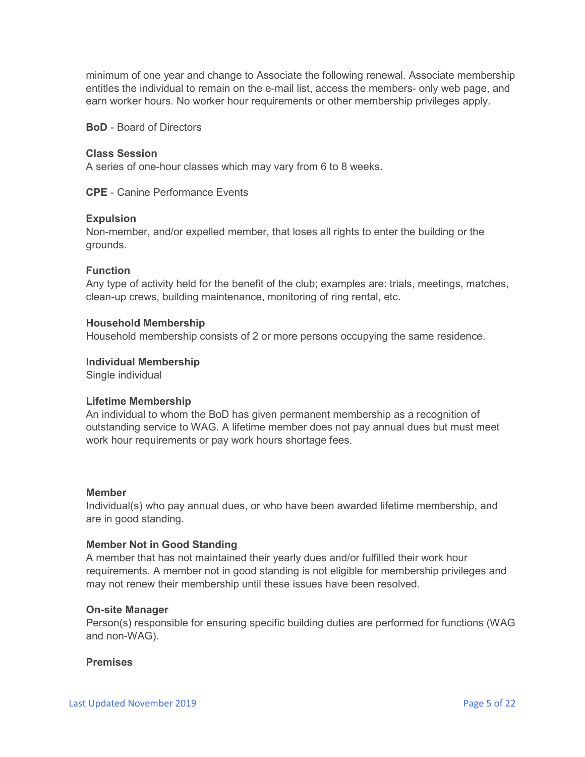minimum of one year and change to Associate the following renewal. Associate membership entitles the individual to remain on the e-mail list, access the members- only web page, and earn worker hours. No worker hour requirements or other membership privileges apply.

**BoD** - Board of Directors

**Class Session**
A series of one-hour classes which may vary from 6 to 8 weeks.

**CPE** - Canine Performance Events

**Expulsion**
Non-member, and/or expelled member, that loses all rights to enter the building or the grounds.

**Function**
Any type of activity held for the benefit of the club; examples are: trials, meetings, matches, clean-up crews, building maintenance, monitoring of ring rental, etc.

**Household Membership**
Household membership consists of 2 or more persons occupying the same residence.

**Individual Membership**
Single individual

**Lifetime Membership**
An individual to whom the BoD has given permanent membership as a recognition of outstanding service to WAG. A lifetime member does not pay annual dues but must meet work hour requirements or pay work hours shortage fees.

**Member**
Individual(s) who pay annual dues, or who have been awarded lifetime membership, and are in good standing.

**Member Not in Good Standing**
A member that has not maintained their yearly dues and/or fulfilled their work hour requirements. A member not in good standing is not eligible for membership privileges and may not renew their membership until these issues have been resolved.

**On-site Manager**
Person(s) responsible for ensuring specific building duties are performed for functions (WAG and non-WAG).

**Premises**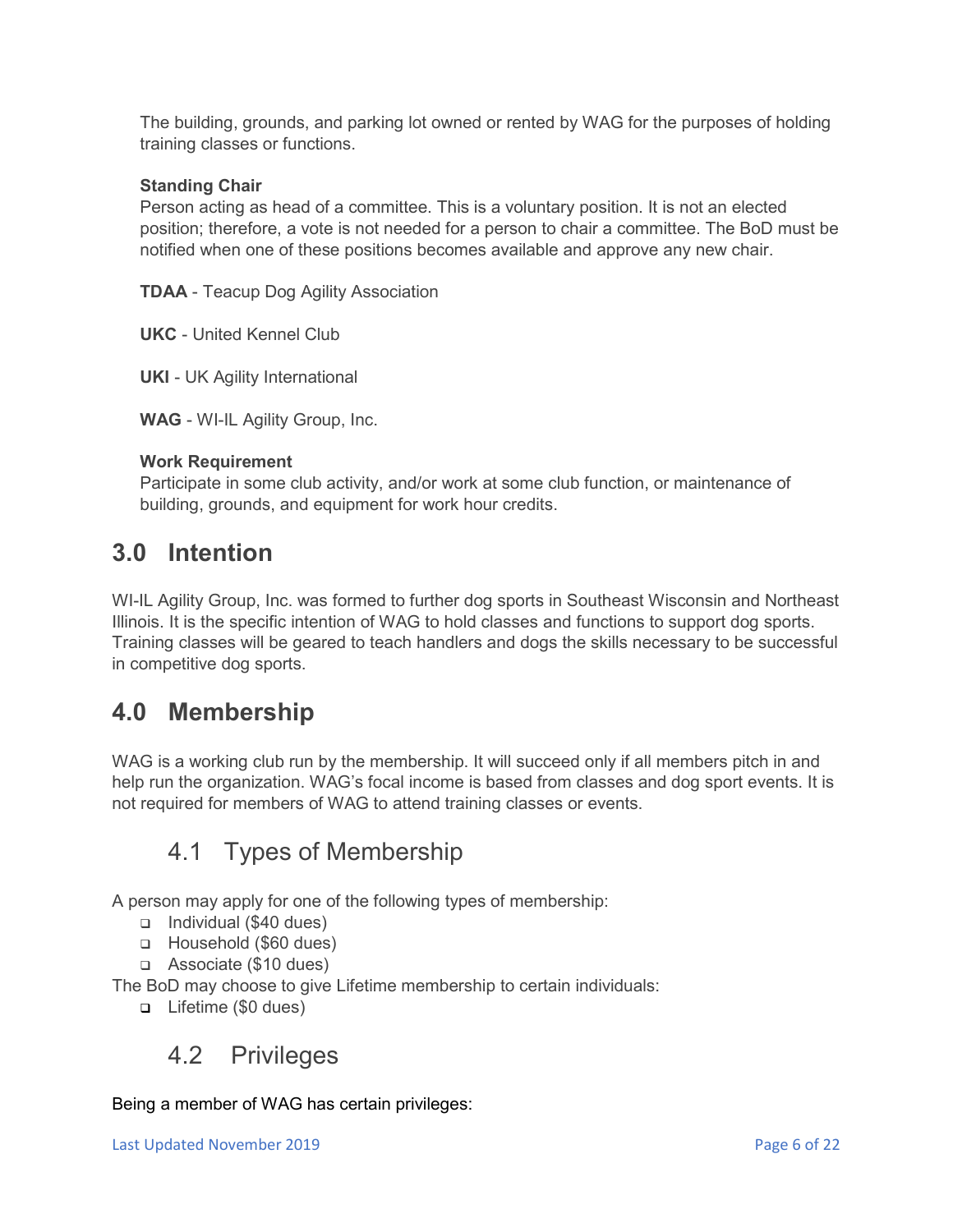The building, grounds, and parking lot owned or rented by WAG for the purposes of holding training classes or functions.

**Standing Chair**
Person acting as head of a committee. This is a voluntary position. It is not an elected position; therefore, a vote is not needed for a person to chair a committee. The BoD must be notified when one of these positions becomes available and approve any new chair.

**TDAA** - Teacup Dog Agility Association

**UKC** - United Kennel Club

**UKI** - UK Agility International

**WAG** - WI-IL Agility Group, Inc.

**Work Requirement**
Participate in some club activity, and/or work at some club function, or maintenance of building, grounds, and equipment for work hour credits.

# 3.0 Intention

WI-IL Agility Group, Inc. was formed to further dog sports in Southeast Wisconsin and Northeast Illinois. It is the specific intention of WAG to hold classes and functions to support dog sports. Training classes will be geared to teach handlers and dogs the skills necessary to be successful in competitive dog sports.

# 4.0 Membership

WAG is a working club run by the membership. It will succeed only if all members pitch in and help run the organization. WAG's focal income is based from classes and dog sport events. It is not required for members of WAG to attend training classes or events.

## 4.1 Types of Membership

A person may apply for one of the following types of membership:

- Individual ($40 dues)
- Household ($60 dues)
- Associate ($10 dues)

The BoD may choose to give Lifetime membership to certain individuals:

- Lifetime ($0 dues)

## 4.2 Privileges

Being a member of WAG has certain privileges: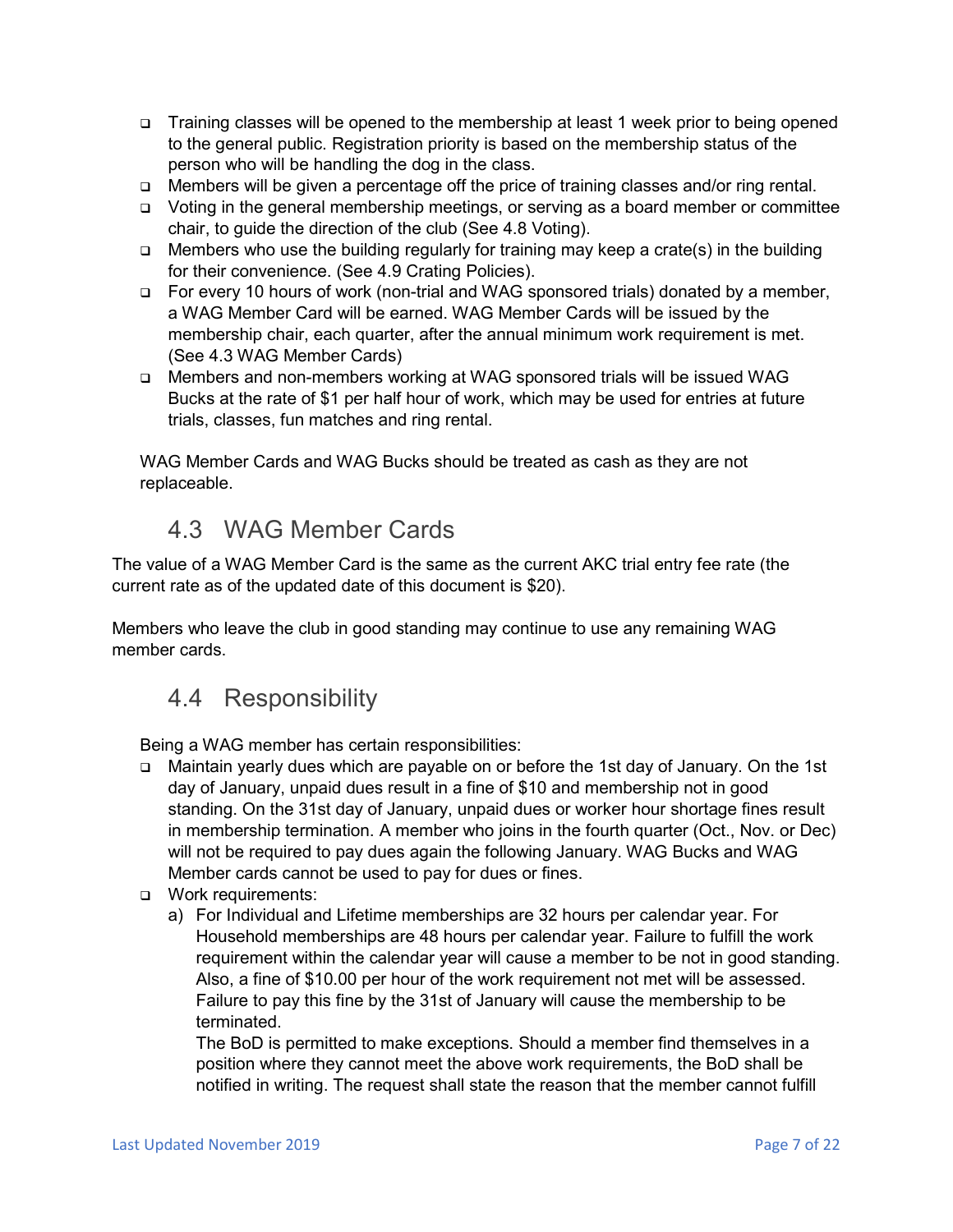- Training classes will be opened to the membership at least 1 week prior to being opened to the general public. Registration priority is based on the membership status of the person who will be handling the dog in the class.
- Members will be given a percentage off the price of training classes and/or ring rental.
- Voting in the general membership meetings, or serving as a board member or committee chair, to guide the direction of the club (See 4.8 Voting).
- Members who use the building regularly for training may keep a crate(s) in the building for their convenience. (See 4.9 Crating Policies).
- For every 10 hours of work (non-trial and WAG sponsored trials) donated by a member, a WAG Member Card will be earned. WAG Member Cards will be issued by the membership chair, each quarter, after the annual minimum work requirement is met. (See 4.3 WAG Member Cards)
- Members and non-members working at WAG sponsored trials will be issued WAG Bucks at the rate of $1 per half hour of work, which may be used for entries at future trials, classes, fun matches and ring rental.

WAG Member Cards and WAG Bucks should be treated as cash as they are not replaceable.

## 4.3 WAG Member Cards

The value of a WAG Member Card is the same as the current AKC trial entry fee rate (the current rate as of the updated date of this document is $20).

Members who leave the club in good standing may continue to use any remaining WAG member cards.

## 4.4 Responsibility

Being a WAG member has certain responsibilities:

- Maintain yearly dues which are payable on or before the 1st day of January. On the 1st day of January, unpaid dues result in a fine of $10 and membership not in good standing. On the 31st day of January, unpaid dues or worker hour shortage fines result in membership termination. A member who joins in the fourth quarter (Oct., Nov. or Dec) will not be required to pay dues again the following January. WAG Bucks and WAG Member cards cannot be used to pay for dues or fines.
- Work requirements:
  a) For Individual and Lifetime memberships are 32 hours per calendar year. For Household memberships are 48 hours per calendar year. Failure to fulfill the work requirement within the calendar year will cause a member to be not in good standing. Also, a fine of $10.00 per hour of the work requirement not met will be assessed. Failure to pay this fine by the 31st of January will cause the membership to be terminated.
     The BoD is permitted to make exceptions. Should a member find themselves in a position where they cannot meet the above work requirements, the BoD shall be notified in writing. The request shall state the reason that the member cannot fulfill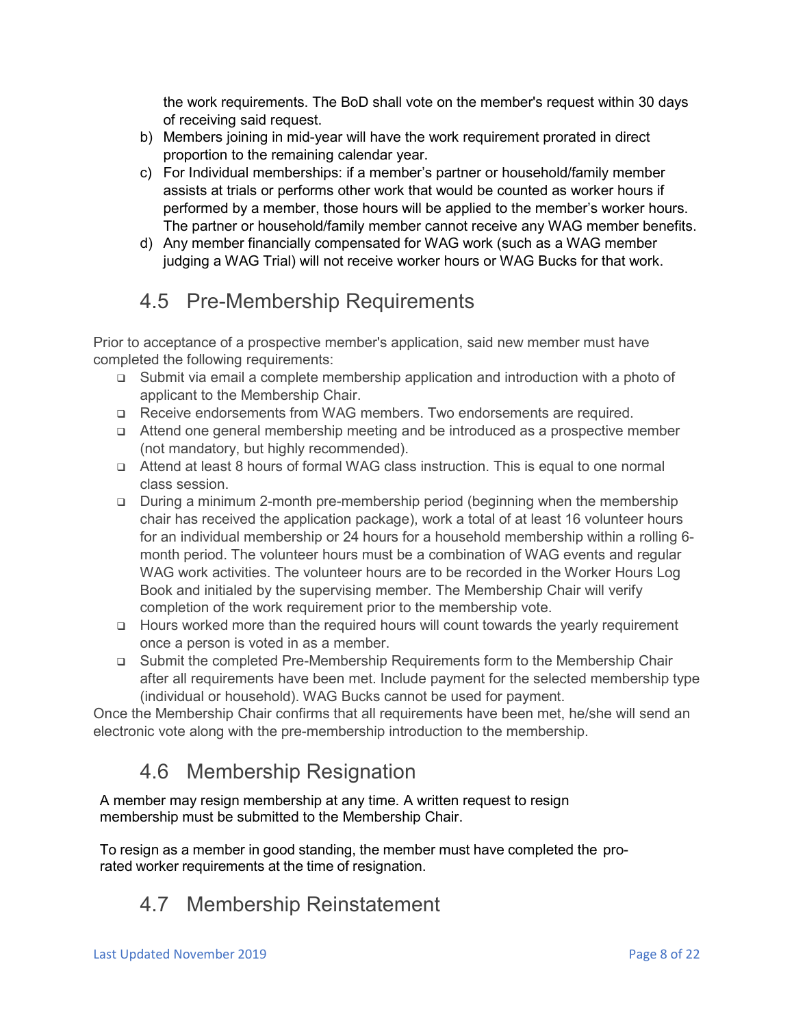the work requirements. The BoD shall vote on the member's request within 30 days of receiving said request.

b) Members joining in mid-year will have the work requirement prorated in direct proportion to the remaining calendar year.
c) For Individual memberships: if a member's partner or household/family member assists at trials or performs other work that would be counted as worker hours if performed by a member, those hours will be applied to the member's worker hours. The partner or household/family member cannot receive any WAG member benefits.
d) Any member financially compensated for WAG work (such as a WAG member judging a WAG Trial) will not receive worker hours or WAG Bucks for that work.

## 4.5 Pre-Membership Requirements

Prior to acceptance of a prospective member's application, said new member must have completed the following requirements:

- Submit via email a complete membership application and introduction with a photo of applicant to the Membership Chair.
- Receive endorsements from WAG members. Two endorsements are required.
- Attend one general membership meeting and be introduced as a prospective member (not mandatory, but highly recommended).
- Attend at least 8 hours of formal WAG class instruction. This is equal to one normal class session.
- During a minimum 2-month pre-membership period (beginning when the membership chair has received the application package), work a total of at least 16 volunteer hours for an individual membership or 24 hours for a household membership within a rolling 6-month period. The volunteer hours must be a combination of WAG events and regular WAG work activities. The volunteer hours are to be recorded in the Worker Hours Log Book and initialed by the supervising member. The Membership Chair will verify completion of the work requirement prior to the membership vote.
- Hours worked more than the required hours will count towards the yearly requirement once a person is voted in as a member.
- Submit the completed Pre-Membership Requirements form to the Membership Chair after all requirements have been met. Include payment for the selected membership type (individual or household). WAG Bucks cannot be used for payment.

Once the Membership Chair confirms that all requirements have been met, he/she will send an electronic vote along with the pre-membership introduction to the membership.

## 4.6 Membership Resignation

A member may resign membership at any time. A written request to resign membership must be submitted to the Membership Chair.

To resign as a member in good standing, the member must have completed the pro-rated worker requirements at the time of resignation.

## 4.7 Membership Reinstatement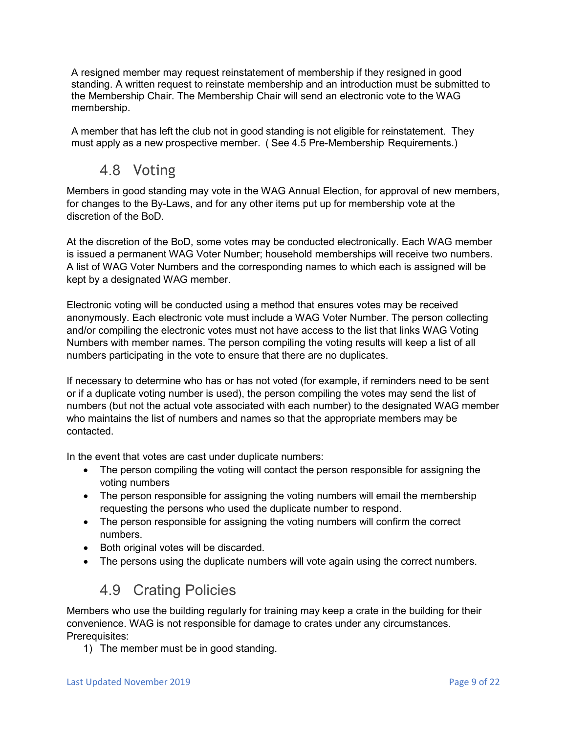A resigned member may request reinstatement of membership if they resigned in good standing. A written request to reinstate membership and an introduction must be submitted to the Membership Chair. The Membership Chair will send an electronic vote to the WAG membership.

A member that has left the club not in good standing is not eligible for reinstatement. They must apply as a new prospective member. ( See 4.5 Pre-Membership Requirements.)

## 4.8 Voting

Members in good standing may vote in the WAG Annual Election, for approval of new members, for changes to the By-Laws, and for any other items put up for membership vote at the discretion of the BoD.

At the discretion of the BoD, some votes may be conducted electronically. Each WAG member is issued a permanent WAG Voter Number; household memberships will receive two numbers. A list of WAG Voter Numbers and the corresponding names to which each is assigned will be kept by a designated WAG member.

Electronic voting will be conducted using a method that ensures votes may be received anonymously. Each electronic vote must include a WAG Voter Number. The person collecting and/or compiling the electronic votes must not have access to the list that links WAG Voting Numbers with member names. The person compiling the voting results will keep a list of all numbers participating in the vote to ensure that there are no duplicates.

If necessary to determine who has or has not voted (for example, if reminders need to be sent or if a duplicate voting number is used), the person compiling the votes may send the list of numbers (but not the actual vote associated with each number) to the designated WAG member who maintains the list of numbers and names so that the appropriate members may be contacted.

In the event that votes are cast under duplicate numbers:

- The person compiling the voting will contact the person responsible for assigning the voting numbers
- The person responsible for assigning the voting numbers will email the membership requesting the persons who used the duplicate number to respond.
- The person responsible for assigning the voting numbers will confirm the correct numbers.
- Both original votes will be discarded.
- The persons using the duplicate numbers will vote again using the correct numbers.

## 4.9 Crating Policies

Members who use the building regularly for training may keep a crate in the building for their convenience. WAG is not responsible for damage to crates under any circumstances.
Prerequisites:

1) The member must be in good standing.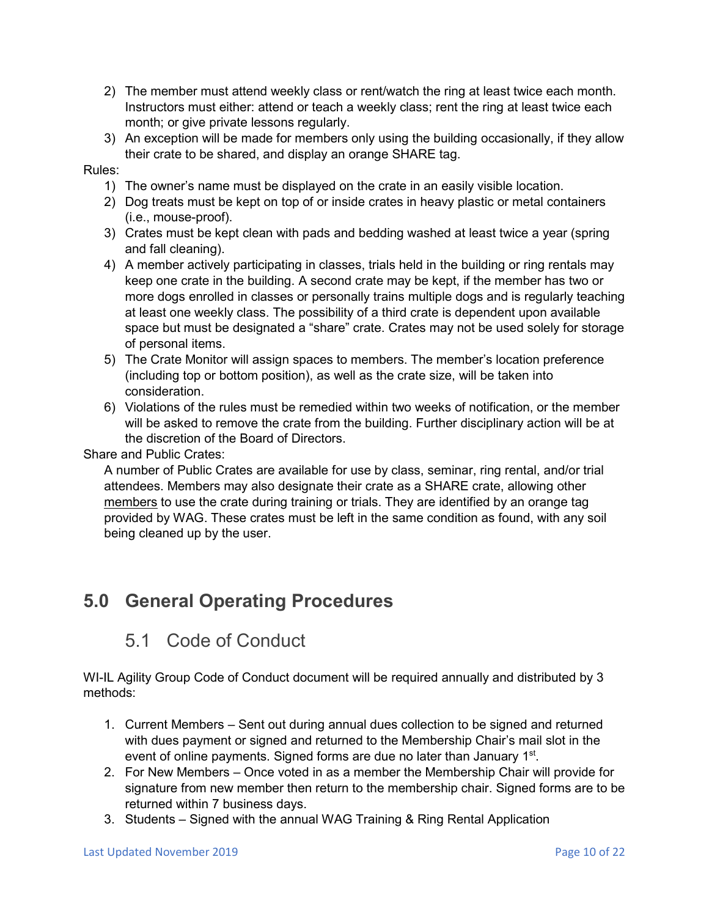2) The member must attend weekly class or rent/watch the ring at least twice each month. Instructors must either: attend or teach a weekly class; rent the ring at least twice each month; or give private lessons regularly.
3) An exception will be made for members only using the building occasionally, if they allow their crate to be shared, and display an orange SHARE tag.

Rules:

1) The owner's name must be displayed on the crate in an easily visible location.
2) Dog treats must be kept on top of or inside crates in heavy plastic or metal containers (i.e., mouse-proof).
3) Crates must be kept clean with pads and bedding washed at least twice a year (spring and fall cleaning).
4) A member actively participating in classes, trials held in the building or ring rentals may keep one crate in the building. A second crate may be kept, if the member has two or more dogs enrolled in classes or personally trains multiple dogs and is regularly teaching at least one weekly class. The possibility of a third crate is dependent upon available space but must be designated a "share" crate. Crates may not be used solely for storage of personal items.
5) The Crate Monitor will assign spaces to members. The member's location preference (including top or bottom position), as well as the crate size, will be taken into consideration.
6) Violations of the rules must be remedied within two weeks of notification, or the member will be asked to remove the crate from the building. Further disciplinary action will be at the discretion of the Board of Directors.

Share and Public Crates:

A number of Public Crates are available for use by class, seminar, ring rental, and/or trial attendees. Members may also designate their crate as a SHARE crate, allowing other members to use the crate during training or trials. They are identified by an orange tag provided by WAG. These crates must be left in the same condition as found, with any soil being cleaned up by the user.

# 5.0 General Operating Procedures

## 5.1 Code of Conduct

WI-IL Agility Group Code of Conduct document will be required annually and distributed by 3 methods:

1. Current Members – Sent out during annual dues collection to be signed and returned with dues payment or signed and returned to the Membership Chair's mail slot in the event of online payments. Signed forms are due no later than January 1st.
2. For New Members – Once voted in as a member the Membership Chair will provide for signature from new member then return to the membership chair. Signed forms are to be returned within 7 business days.
3. Students – Signed with the annual WAG Training & Ring Rental Application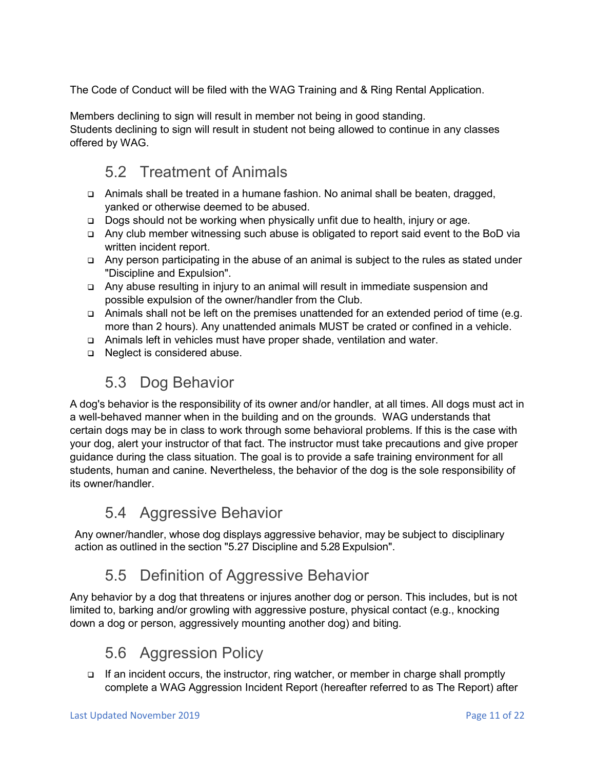The Code of Conduct will be filed with the WAG Training and & Ring Rental Application.

Members declining to sign will result in member not being in good standing.
Students declining to sign will result in student not being allowed to continue in any classes offered by WAG.

## 5.2 Treatment of Animals

- Animals shall be treated in a humane fashion. No animal shall be beaten, dragged, yanked or otherwise deemed to be abused.
- Dogs should not be working when physically unfit due to health, injury or age.
- Any club member witnessing such abuse is obligated to report said event to the BoD via written incident report.
- Any person participating in the abuse of an animal is subject to the rules as stated under "Discipline and Expulsion".
- Any abuse resulting in injury to an animal will result in immediate suspension and possible expulsion of the owner/handler from the Club.
- Animals shall not be left on the premises unattended for an extended period of time (e.g. more than 2 hours). Any unattended animals MUST be crated or confined in a vehicle.
- Animals left in vehicles must have proper shade, ventilation and water.
- Neglect is considered abuse.

## 5.3 Dog Behavior

A dog's behavior is the responsibility of its owner and/or handler, at all times. All dogs must act in a well-behaved manner when in the building and on the grounds. WAG understands that certain dogs may be in class to work through some behavioral problems. If this is the case with your dog, alert your instructor of that fact. The instructor must take precautions and give proper guidance during the class situation. The goal is to provide a safe training environment for all students, human and canine. Nevertheless, the behavior of the dog is the sole responsibility of its owner/handler.

## 5.4 Aggressive Behavior

Any owner/handler, whose dog displays aggressive behavior, may be subject to disciplinary action as outlined in the section "5.27 Discipline and 5.28 Expulsion".

## 5.5 Definition of Aggressive Behavior

Any behavior by a dog that threatens or injures another dog or person. This includes, but is not limited to, barking and/or growling with aggressive posture, physical contact (e.g., knocking down a dog or person, aggressively mounting another dog) and biting.

## 5.6 Aggression Policy

- If an incident occurs, the instructor, ring watcher, or member in charge shall promptly complete a WAG Aggression Incident Report (hereafter referred to as The Report) after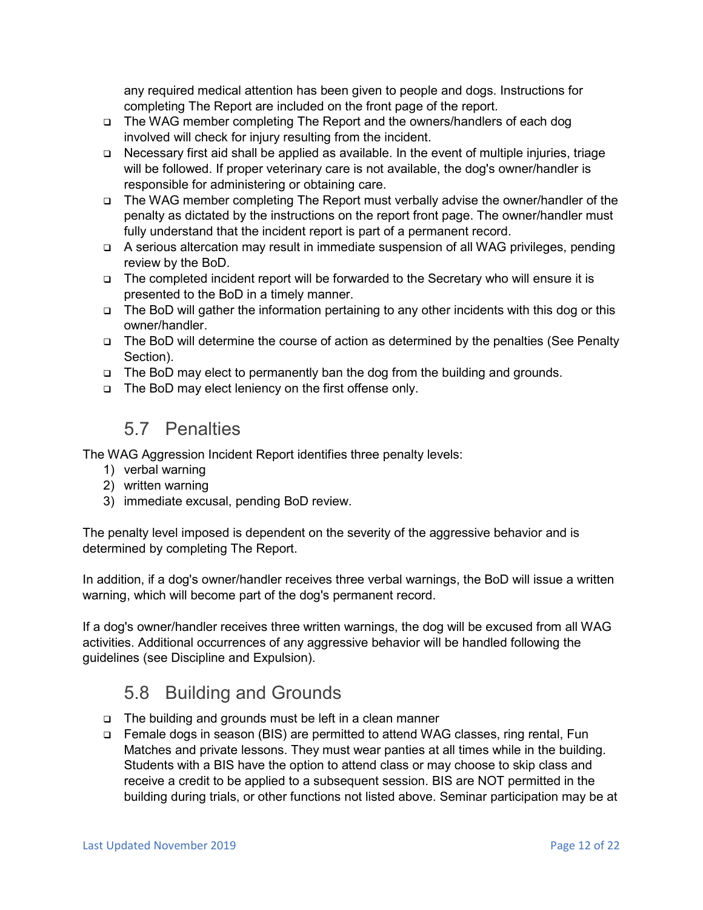any required medical attention has been given to people and dogs. Instructions for completing The Report are included on the front page of the report.

- The WAG member completing The Report and the owners/handlers of each dog involved will check for injury resulting from the incident.
- Necessary first aid shall be applied as available. In the event of multiple injuries, triage will be followed. If proper veterinary care is not available, the dog's owner/handler is responsible for administering or obtaining care.
- The WAG member completing The Report must verbally advise the owner/handler of the penalty as dictated by the instructions on the report front page. The owner/handler must fully understand that the incident report is part of a permanent record.
- A serious altercation may result in immediate suspension of all WAG privileges, pending review by the BoD.
- The completed incident report will be forwarded to the Secretary who will ensure it is presented to the BoD in a timely manner.
- The BoD will gather the information pertaining to any other incidents with this dog or this owner/handler.
- The BoD will determine the course of action as determined by the penalties (See Penalty Section).
- The BoD may elect to permanently ban the dog from the building and grounds.
- The BoD may elect leniency on the first offense only.

## 5.7 Penalties

The WAG Aggression Incident Report identifies three penalty levels:

1) verbal warning
2) written warning
3) immediate excusal, pending BoD review.

The penalty level imposed is dependent on the severity of the aggressive behavior and is determined by completing The Report.

In addition, if a dog's owner/handler receives three verbal warnings, the BoD will issue a written warning, which will become part of the dog's permanent record.

If a dog's owner/handler receives three written warnings, the dog will be excused from all WAG activities. Additional occurrences of any aggressive behavior will be handled following the guidelines (see Discipline and Expulsion).

## 5.8 Building and Grounds

- The building and grounds must be left in a clean manner
- Female dogs in season (BIS) are permitted to attend WAG classes, ring rental, Fun Matches and private lessons. They must wear panties at all times while in the building. Students with a BIS have the option to attend class or may choose to skip class and receive a credit to be applied to a subsequent session. BIS are NOT permitted in the building during trials, or other functions not listed above. Seminar participation may be at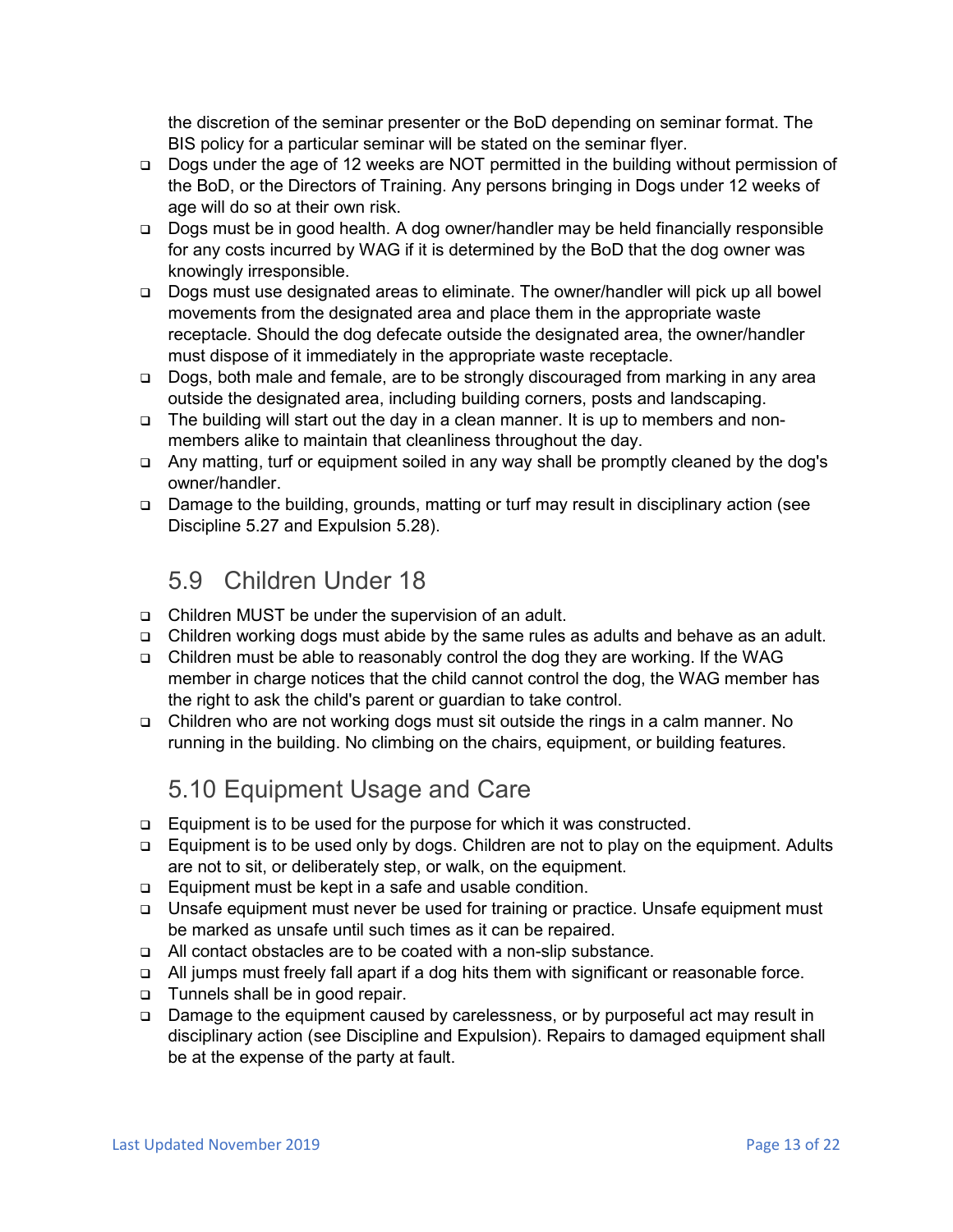the discretion of the seminar presenter or the BoD depending on seminar format. The BIS policy for a particular seminar will be stated on the seminar flyer.

- Dogs under the age of 12 weeks are NOT permitted in the building without permission of the BoD, or the Directors of Training. Any persons bringing in Dogs under 12 weeks of age will do so at their own risk.
- Dogs must be in good health. A dog owner/handler may be held financially responsible for any costs incurred by WAG if it is determined by the BoD that the dog owner was knowingly irresponsible.
- Dogs must use designated areas to eliminate. The owner/handler will pick up all bowel movements from the designated area and place them in the appropriate waste receptacle. Should the dog defecate outside the designated area, the owner/handler must dispose of it immediately in the appropriate waste receptacle.
- Dogs, both male and female, are to be strongly discouraged from marking in any area outside the designated area, including building corners, posts and landscaping.
- The building will start out the day in a clean manner. It is up to members and non-members alike to maintain that cleanliness throughout the day.
- Any matting, turf or equipment soiled in any way shall be promptly cleaned by the dog's owner/handler.
- Damage to the building, grounds, matting or turf may result in disciplinary action (see Discipline 5.27 and Expulsion 5.28).

## 5.9 Children Under 18

- Children MUST be under the supervision of an adult.
- Children working dogs must abide by the same rules as adults and behave as an adult.
- Children must be able to reasonably control the dog they are working. If the WAG member in charge notices that the child cannot control the dog, the WAG member has the right to ask the child's parent or guardian to take control.
- Children who are not working dogs must sit outside the rings in a calm manner. No running in the building. No climbing on the chairs, equipment, or building features.

## 5.10 Equipment Usage and Care

- Equipment is to be used for the purpose for which it was constructed.
- Equipment is to be used only by dogs. Children are not to play on the equipment. Adults are not to sit, or deliberately step, or walk, on the equipment.
- Equipment must be kept in a safe and usable condition.
- Unsafe equipment must never be used for training or practice. Unsafe equipment must be marked as unsafe until such times as it can be repaired.
- All contact obstacles are to be coated with a non-slip substance.
- All jumps must freely fall apart if a dog hits them with significant or reasonable force.
- Tunnels shall be in good repair.
- Damage to the equipment caused by carelessness, or by purposeful act may result in disciplinary action (see Discipline and Expulsion). Repairs to damaged equipment shall be at the expense of the party at fault.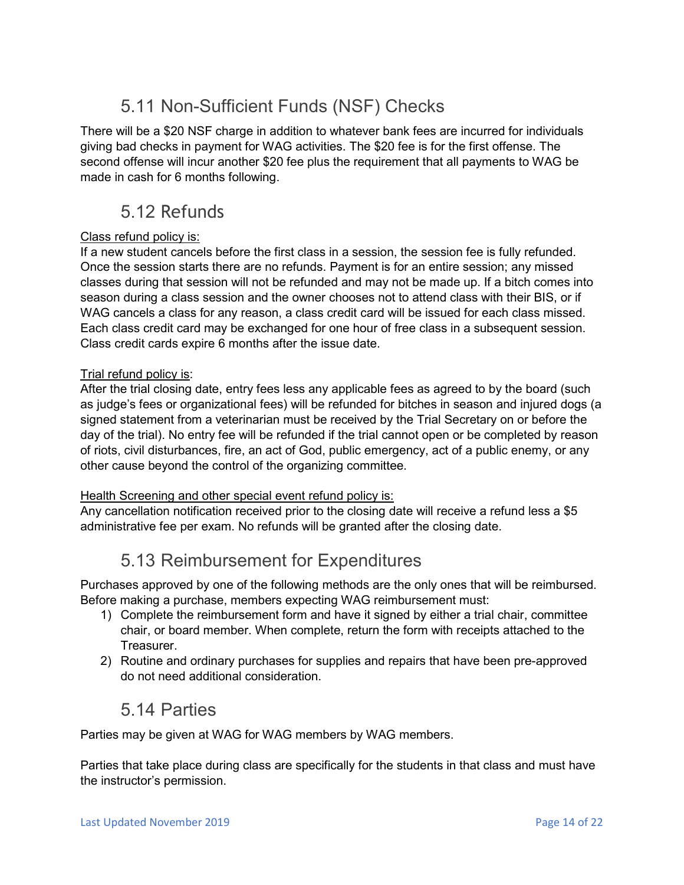## 5.11 Non-Sufficient Funds (NSF) Checks

There will be a $20 NSF charge in addition to whatever bank fees are incurred for individuals giving bad checks in payment for WAG activities. The $20 fee is for the first offense. The second offense will incur another $20 fee plus the requirement that all payments to WAG be made in cash for 6 months following.

## 5.12 Refunds

Class refund policy is:

If a new student cancels before the first class in a session, the session fee is fully refunded. Once the session starts there are no refunds. Payment is for an entire session; any missed classes during that session will not be refunded and may not be made up. If a bitch comes into season during a class session and the owner chooses not to attend class with their BIS, or if WAG cancels a class for any reason, a class credit card will be issued for each class missed. Each class credit card may be exchanged for one hour of free class in a subsequent session. Class credit cards expire 6 months after the issue date.

Trial refund policy is:

After the trial closing date, entry fees less any applicable fees as agreed to by the board (such as judge's fees or organizational fees) will be refunded for bitches in season and injured dogs (a signed statement from a veterinarian must be received by the Trial Secretary on or before the day of the trial). No entry fee will be refunded if the trial cannot open or be completed by reason of riots, civil disturbances, fire, an act of God, public emergency, act of a public enemy, or any other cause beyond the control of the organizing committee.

Health Screening and other special event refund policy is:

Any cancellation notification received prior to the closing date will receive a refund less a $5 administrative fee per exam. No refunds will be granted after the closing date.

## 5.13 Reimbursement for Expenditures

Purchases approved by one of the following methods are the only ones that will be reimbursed. Before making a purchase, members expecting WAG reimbursement must:

1) Complete the reimbursement form and have it signed by either a trial chair, committee chair, or board member. When complete, return the form with receipts attached to the Treasurer.
2) Routine and ordinary purchases for supplies and repairs that have been pre-approved do not need additional consideration.

## 5.14 Parties

Parties may be given at WAG for WAG members by WAG members.

Parties that take place during class are specifically for the students in that class and must have the instructor's permission.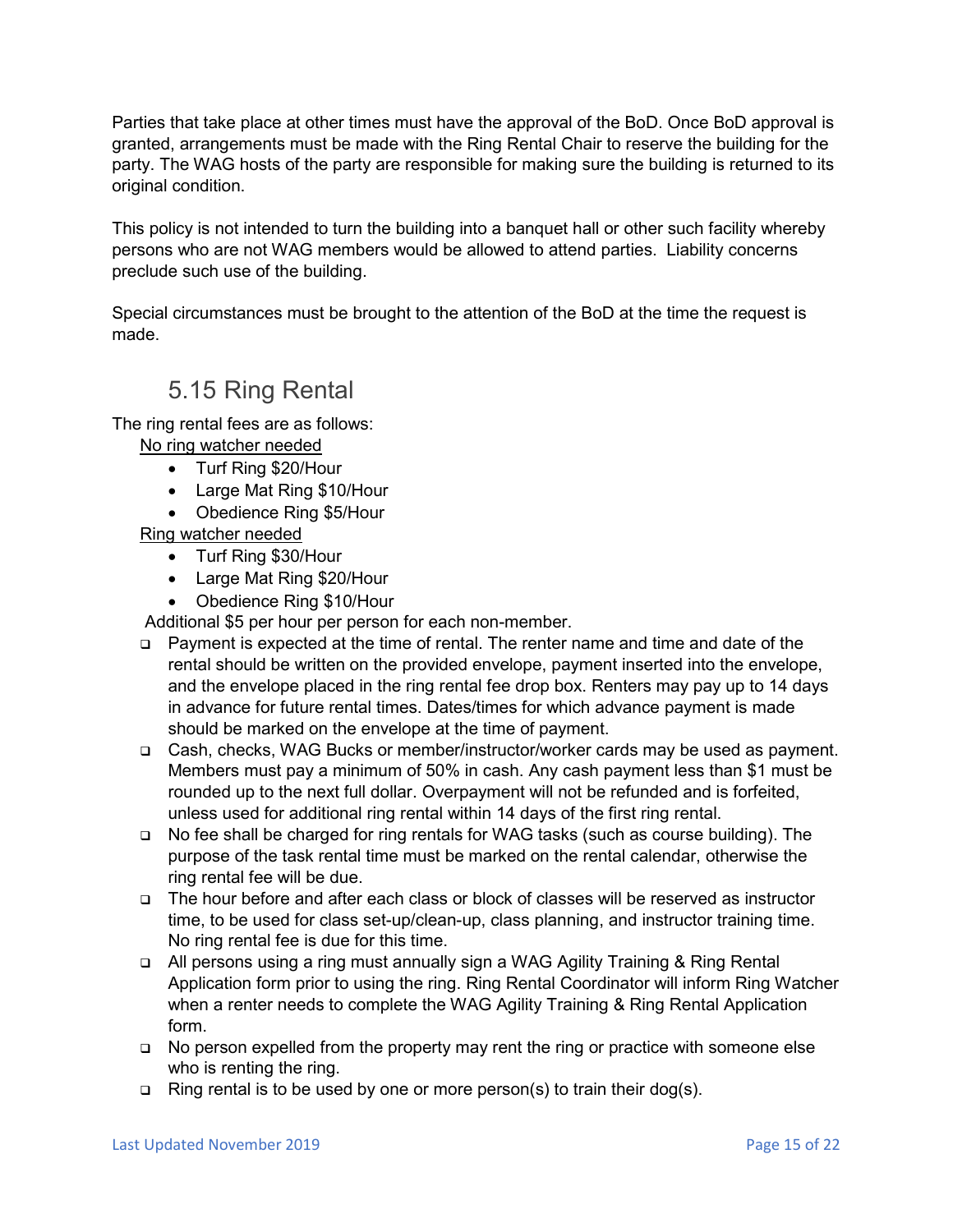Parties that take place at other times must have the approval of the BoD. Once BoD approval is granted, arrangements must be made with the Ring Rental Chair to reserve the building for the party. The WAG hosts of the party are responsible for making sure the building is returned to its original condition.

This policy is not intended to turn the building into a banquet hall or other such facility whereby persons who are not WAG members would be allowed to attend parties. Liability concerns preclude such use of the building.

Special circumstances must be brought to the attention of the BoD at the time the request is made.

## 5.15 Ring Rental

The ring rental fees are as follows:

<u>No ring watcher needed</u>

- Turf Ring $20/Hour
- Large Mat Ring $10/Hour
- Obedience Ring $5/Hour

<u>Ring watcher needed</u>

- Turf Ring $30/Hour
- Large Mat Ring $20/Hour
- Obedience Ring $10/Hour

Additional $5 per hour per person for each non-member.

- Payment is expected at the time of rental. The renter name and time and date of the rental should be written on the provided envelope, payment inserted into the envelope, and the envelope placed in the ring rental fee drop box. Renters may pay up to 14 days in advance for future rental times. Dates/times for which advance payment is made should be marked on the envelope at the time of payment.
- Cash, checks, WAG Bucks or member/instructor/worker cards may be used as payment. Members must pay a minimum of 50% in cash. Any cash payment less than $1 must be rounded up to the next full dollar. Overpayment will not be refunded and is forfeited, unless used for additional ring rental within 14 days of the first ring rental.
- No fee shall be charged for ring rentals for WAG tasks (such as course building). The purpose of the task rental time must be marked on the rental calendar, otherwise the ring rental fee will be due.
- The hour before and after each class or block of classes will be reserved as instructor time, to be used for class set-up/clean-up, class planning, and instructor training time. No ring rental fee is due for this time.
- All persons using a ring must annually sign a WAG Agility Training & Ring Rental Application form prior to using the ring. Ring Rental Coordinator will inform Ring Watcher when a renter needs to complete the WAG Agility Training & Ring Rental Application form.
- No person expelled from the property may rent the ring or practice with someone else who is renting the ring.
- Ring rental is to be used by one or more person(s) to train their dog(s).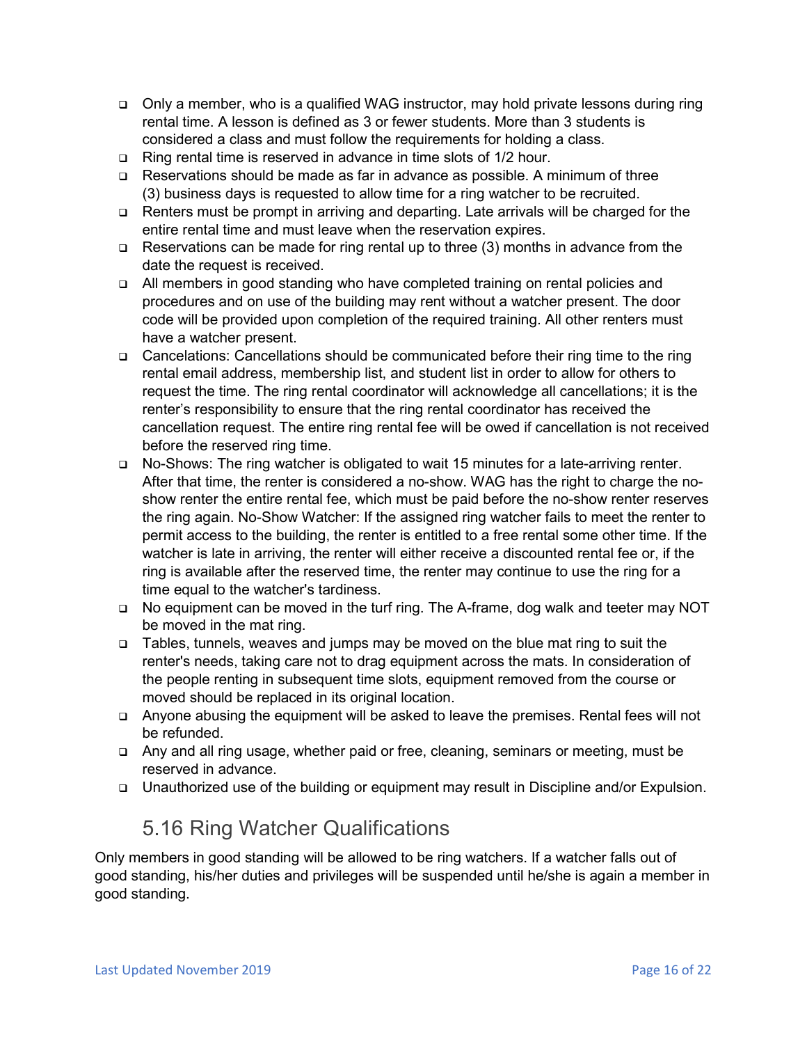- Only a member, who is a qualified WAG instructor, may hold private lessons during ring rental time. A lesson is defined as 3 or fewer students. More than 3 students is considered a class and must follow the requirements for holding a class.
- Ring rental time is reserved in advance in time slots of 1/2 hour.
- Reservations should be made as far in advance as possible. A minimum of three (3) business days is requested to allow time for a ring watcher to be recruited.
- Renters must be prompt in arriving and departing. Late arrivals will be charged for the entire rental time and must leave when the reservation expires.
- Reservations can be made for ring rental up to three (3) months in advance from the date the request is received.
- All members in good standing who have completed training on rental policies and procedures and on use of the building may rent without a watcher present. The door code will be provided upon completion of the required training. All other renters must have a watcher present.
- Cancelations: Cancellations should be communicated before their ring time to the ring rental email address, membership list, and student list in order to allow for others to request the time. The ring rental coordinator will acknowledge all cancellations; it is the renter's responsibility to ensure that the ring rental coordinator has received the cancellation request. The entire ring rental fee will be owed if cancellation is not received before the reserved ring time.
- No-Shows: The ring watcher is obligated to wait 15 minutes for a late-arriving renter. After that time, the renter is considered a no-show. WAG has the right to charge the no-show renter the entire rental fee, which must be paid before the no-show renter reserves the ring again. No-Show Watcher: If the assigned ring watcher fails to meet the renter to permit access to the building, the renter is entitled to a free rental some other time. If the watcher is late in arriving, the renter will either receive a discounted rental fee or, if the ring is available after the reserved time, the renter may continue to use the ring for a time equal to the watcher's tardiness.
- No equipment can be moved in the turf ring. The A-frame, dog walk and teeter may NOT be moved in the mat ring.
- Tables, tunnels, weaves and jumps may be moved on the blue mat ring to suit the renter's needs, taking care not to drag equipment across the mats. In consideration of the people renting in subsequent time slots, equipment removed from the course or moved should be replaced in its original location.
- Anyone abusing the equipment will be asked to leave the premises. Rental fees will not be refunded.
- Any and all ring usage, whether paid or free, cleaning, seminars or meeting, must be reserved in advance.
- Unauthorized use of the building or equipment may result in Discipline and/or Expulsion.

## 5.16 Ring Watcher Qualifications

Only members in good standing will be allowed to be ring watchers. If a watcher falls out of good standing, his/her duties and privileges will be suspended until he/she is again a member in good standing.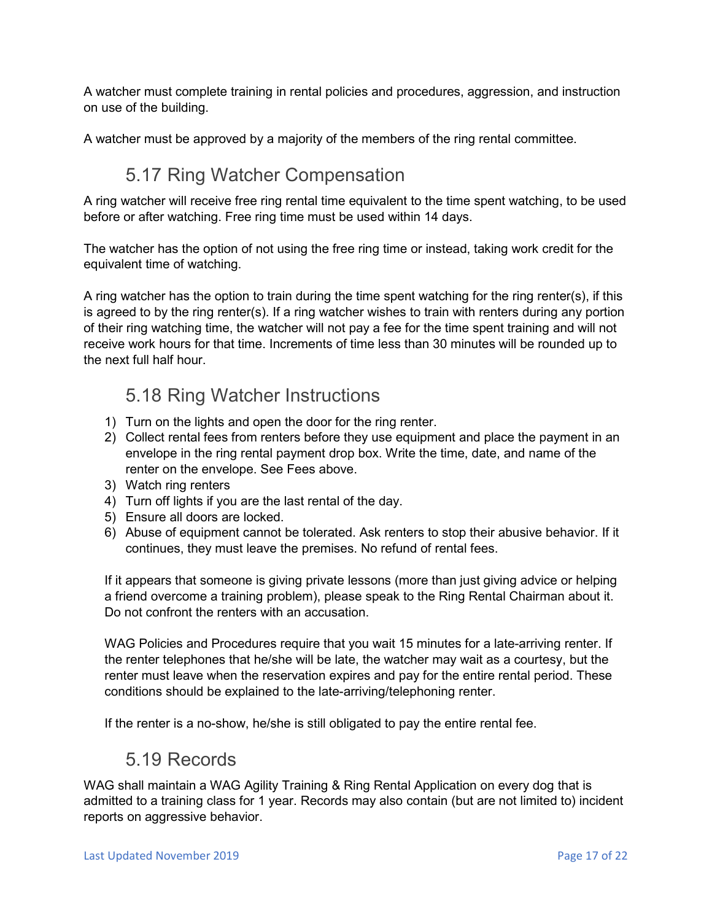A watcher must complete training in rental policies and procedures, aggression, and instruction on use of the building.

A watcher must be approved by a majority of the members of the ring rental committee.

## 5.17 Ring Watcher Compensation

A ring watcher will receive free ring rental time equivalent to the time spent watching, to be used before or after watching. Free ring time must be used within 14 days.

The watcher has the option of not using the free ring time or instead, taking work credit for the equivalent time of watching.

A ring watcher has the option to train during the time spent watching for the ring renter(s), if this is agreed to by the ring renter(s). If a ring watcher wishes to train with renters during any portion of their ring watching time, the watcher will not pay a fee for the time spent training and will not receive work hours for that time. Increments of time less than 30 minutes will be rounded up to the next full half hour.

## 5.18 Ring Watcher Instructions

1) Turn on the lights and open the door for the ring renter.
2) Collect rental fees from renters before they use equipment and place the payment in an envelope in the ring rental payment drop box. Write the time, date, and name of the renter on the envelope. See Fees above.
3) Watch ring renters
4) Turn off lights if you are the last rental of the day.
5) Ensure all doors are locked.
6) Abuse of equipment cannot be tolerated. Ask renters to stop their abusive behavior. If it continues, they must leave the premises. No refund of rental fees.

If it appears that someone is giving private lessons (more than just giving advice or helping a friend overcome a training problem), please speak to the Ring Rental Chairman about it. Do not confront the renters with an accusation.

WAG Policies and Procedures require that you wait 15 minutes for a late-arriving renter. If the renter telephones that he/she will be late, the watcher may wait as a courtesy, but the renter must leave when the reservation expires and pay for the entire rental period. These conditions should be explained to the late-arriving/telephoning renter.

If the renter is a no-show, he/she is still obligated to pay the entire rental fee.

## 5.19 Records

WAG shall maintain a WAG Agility Training & Ring Rental Application on every dog that is admitted to a training class for 1 year. Records may also contain (but are not limited to) incident reports on aggressive behavior.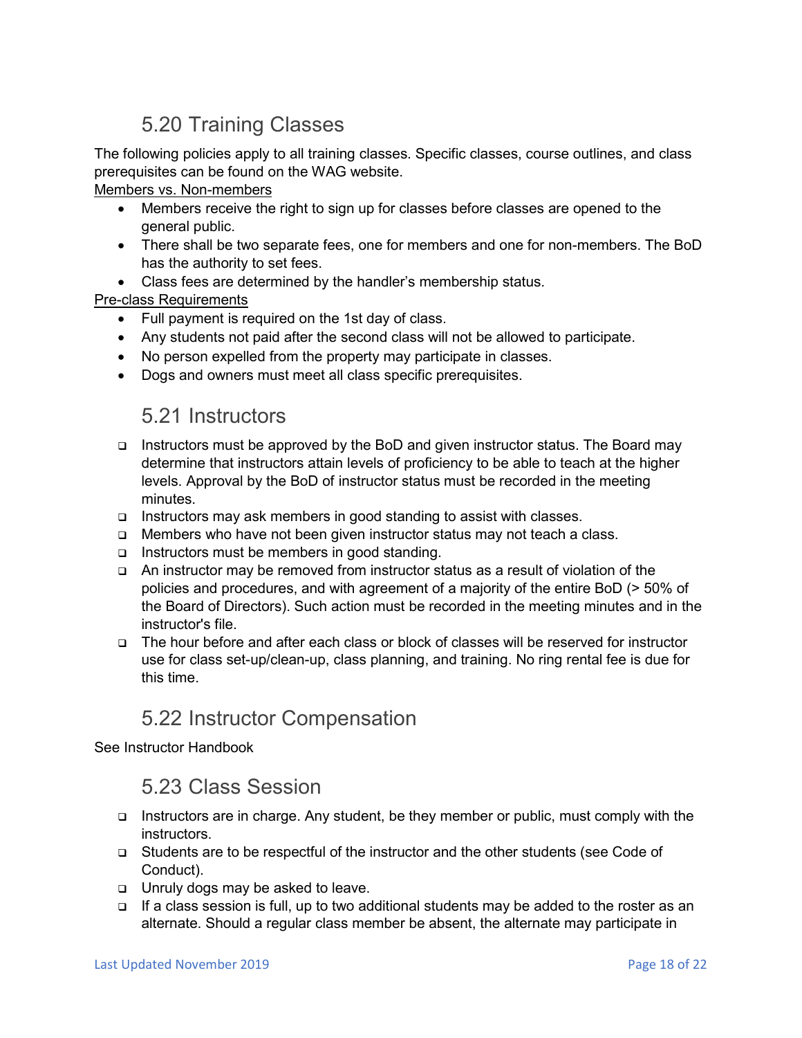## 5.20 Training Classes

The following policies apply to all training classes. Specific classes, course outlines, and class prerequisites can be found on the WAG website.

<u>Members vs. Non-members</u>

- Members receive the right to sign up for classes before classes are opened to the general public.
- There shall be two separate fees, one for members and one for non-members. The BoD has the authority to set fees.
- Class fees are determined by the handler's membership status.

<u>Pre-class Requirements</u>

- Full payment is required on the 1st day of class.
- Any students not paid after the second class will not be allowed to participate.
- No person expelled from the property may participate in classes.
- Dogs and owners must meet all class specific prerequisites.

## 5.21 Instructors

- Instructors must be approved by the BoD and given instructor status. The Board may determine that instructors attain levels of proficiency to be able to teach at the higher levels. Approval by the BoD of instructor status must be recorded in the meeting minutes.
- Instructors may ask members in good standing to assist with classes.
- Members who have not been given instructor status may not teach a class.
- Instructors must be members in good standing.
- An instructor may be removed from instructor status as a result of violation of the policies and procedures, and with agreement of a majority of the entire BoD (> 50% of the Board of Directors). Such action must be recorded in the meeting minutes and in the instructor's file.
- The hour before and after each class or block of classes will be reserved for instructor use for class set-up/clean-up, class planning, and training. No ring rental fee is due for this time.

## 5.22 Instructor Compensation

See Instructor Handbook

## 5.23 Class Session

- Instructors are in charge. Any student, be they member or public, must comply with the instructors.
- Students are to be respectful of the instructor and the other students (see Code of Conduct).
- Unruly dogs may be asked to leave.
- If a class session is full, up to two additional students may be added to the roster as an alternate. Should a regular class member be absent, the alternate may participate in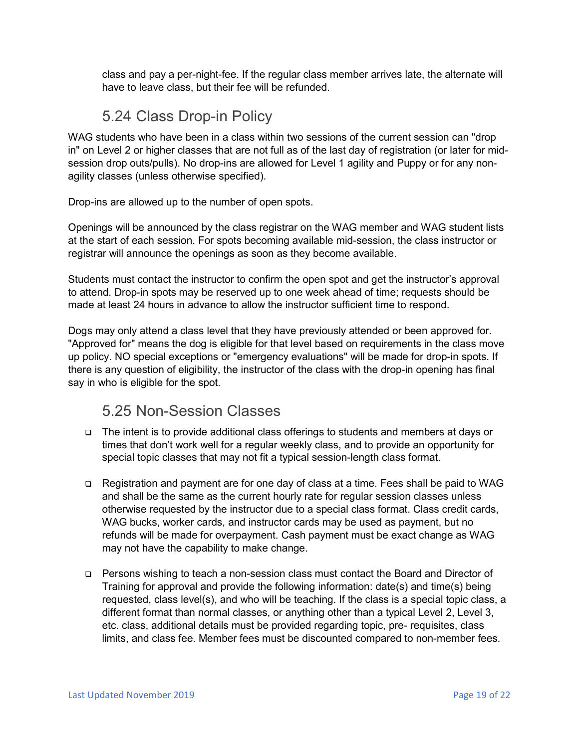class and pay a per-night-fee. If the regular class member arrives late, the alternate will have to leave class, but their fee will be refunded.

## 5.24 Class Drop-in Policy

WAG students who have been in a class within two sessions of the current session can "drop in" on Level 2 or higher classes that are not full as of the last day of registration (or later for mid-session drop outs/pulls). No drop-ins are allowed for Level 1 agility and Puppy or for any non-agility classes (unless otherwise specified).

Drop-ins are allowed up to the number of open spots.

Openings will be announced by the class registrar on the WAG member and WAG student lists at the start of each session. For spots becoming available mid-session, the class instructor or registrar will announce the openings as soon as they become available.

Students must contact the instructor to confirm the open spot and get the instructor's approval to attend. Drop-in spots may be reserved up to one week ahead of time; requests should be made at least 24 hours in advance to allow the instructor sufficient time to respond.

Dogs may only attend a class level that they have previously attended or been approved for. "Approved for" means the dog is eligible for that level based on requirements in the class move up policy. NO special exceptions or "emergency evaluations" will be made for drop-in spots. If there is any question of eligibility, the instructor of the class with the drop-in opening has final say in who is eligible for the spot.

## 5.25 Non-Session Classes

- The intent is to provide additional class offerings to students and members at days or times that don't work well for a regular weekly class, and to provide an opportunity for special topic classes that may not fit a typical session-length class format.

- Registration and payment are for one day of class at a time. Fees shall be paid to WAG and shall be the same as the current hourly rate for regular session classes unless otherwise requested by the instructor due to a special class format. Class credit cards, WAG bucks, worker cards, and instructor cards may be used as payment, but no refunds will be made for overpayment. Cash payment must be exact change as WAG may not have the capability to make change.

- Persons wishing to teach a non-session class must contact the Board and Director of Training for approval and provide the following information: date(s) and time(s) being requested, class level(s), and who will be teaching. If the class is a special topic class, a different format than normal classes, or anything other than a typical Level 2, Level 3, etc. class, additional details must be provided regarding topic, pre- requisites, class limits, and class fee. Member fees must be discounted compared to non-member fees.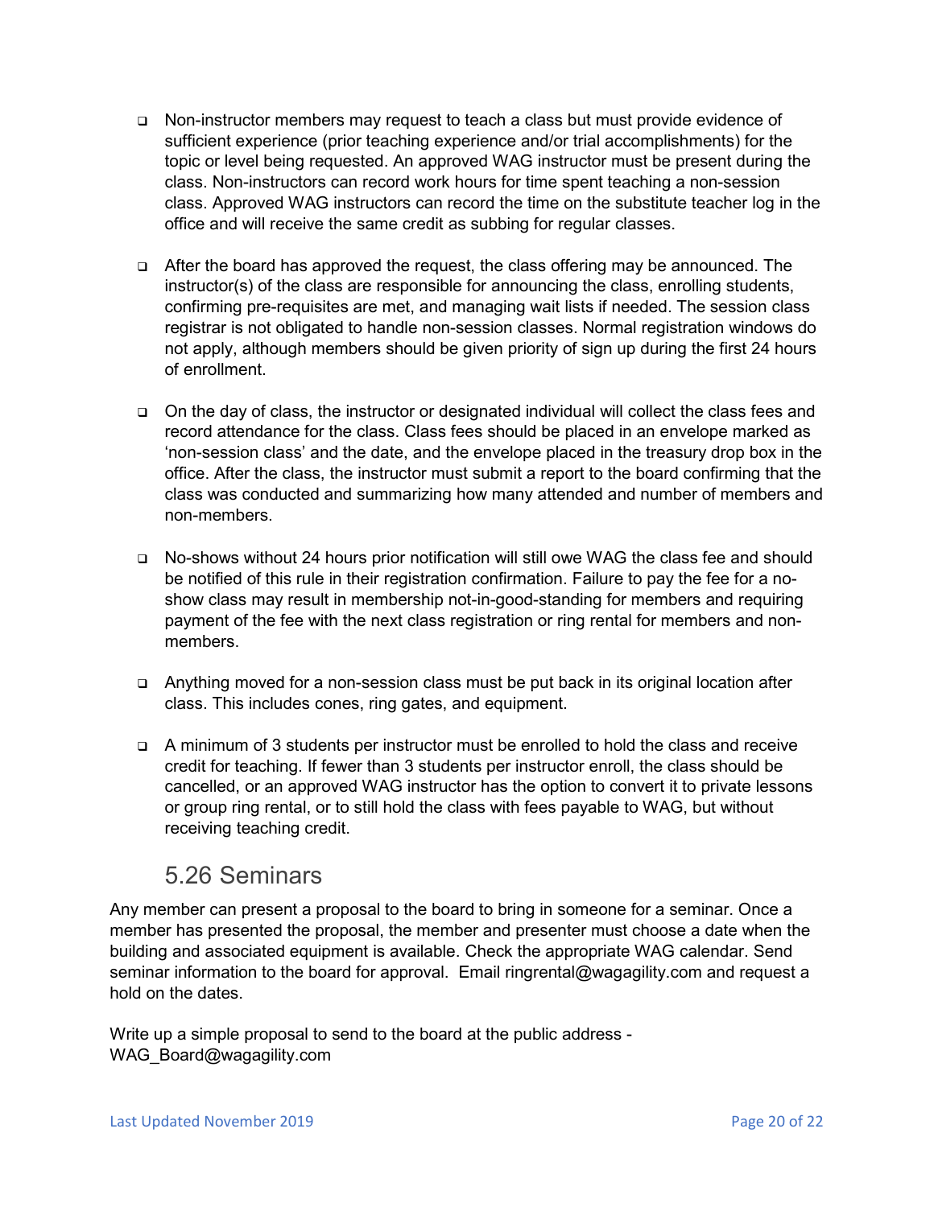- Non-instructor members may request to teach a class but must provide evidence of sufficient experience (prior teaching experience and/or trial accomplishments) for the topic or level being requested. An approved WAG instructor must be present during the class. Non-instructors can record work hours for time spent teaching a non-session class. Approved WAG instructors can record the time on the substitute teacher log in the office and will receive the same credit as subbing for regular classes.

- After the board has approved the request, the class offering may be announced. The instructor(s) of the class are responsible for announcing the class, enrolling students, confirming pre-requisites are met, and managing wait lists if needed. The session class registrar is not obligated to handle non-session classes. Normal registration windows do not apply, although members should be given priority of sign up during the first 24 hours of enrollment.

- On the day of class, the instructor or designated individual will collect the class fees and record attendance for the class. Class fees should be placed in an envelope marked as 'non-session class' and the date, and the envelope placed in the treasury drop box in the office. After the class, the instructor must submit a report to the board confirming that the class was conducted and summarizing how many attended and number of members and non-members.

- No-shows without 24 hours prior notification will still owe WAG the class fee and should be notified of this rule in their registration confirmation. Failure to pay the fee for a no-show class may result in membership not-in-good-standing for members and requiring payment of the fee with the next class registration or ring rental for members and non-members.

- Anything moved for a non-session class must be put back in its original location after class. This includes cones, ring gates, and equipment.

- A minimum of 3 students per instructor must be enrolled to hold the class and receive credit for teaching. If fewer than 3 students per instructor enroll, the class should be cancelled, or an approved WAG instructor has the option to convert it to private lessons or group ring rental, or to still hold the class with fees payable to WAG, but without receiving teaching credit.

## 5.26 Seminars

Any member can present a proposal to the board to bring in someone for a seminar. Once a member has presented the proposal, the member and presenter must choose a date when the building and associated equipment is available. Check the appropriate WAG calendar. Send seminar information to the board for approval. Email ringrental@wagagility.com and request a hold on the dates.

Write up a simple proposal to send to the board at the public address - WAG_Board@wagagility.com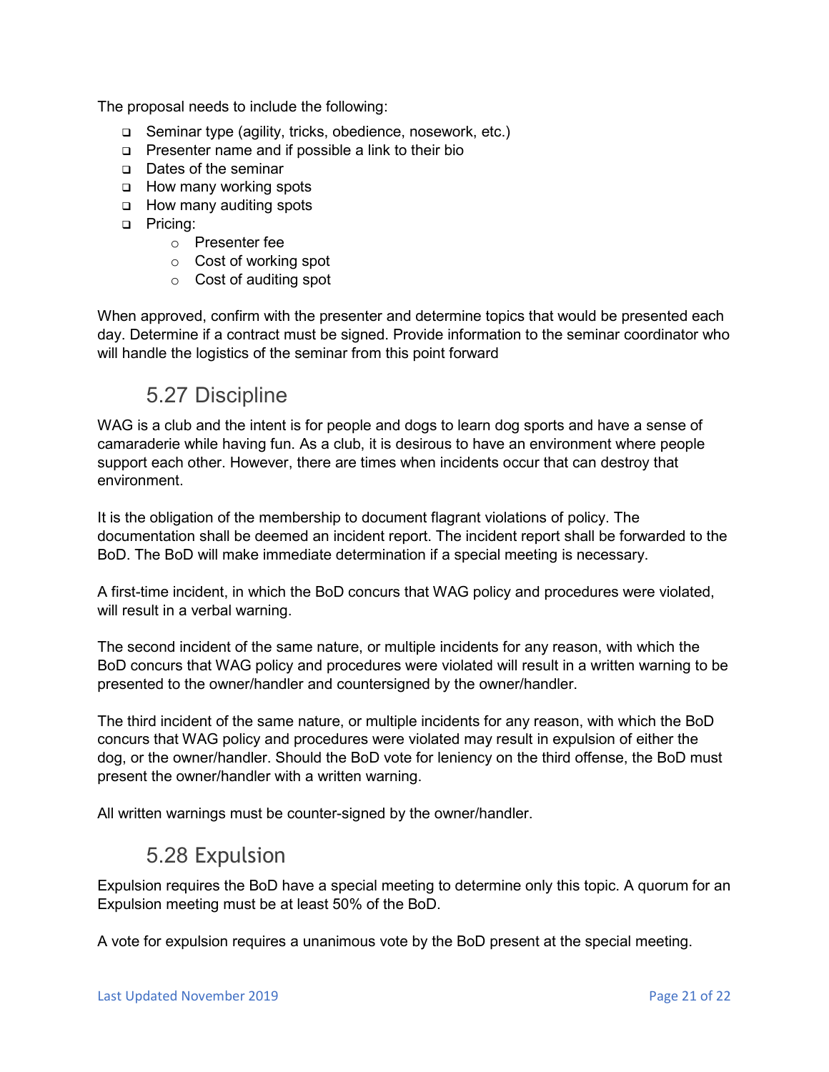The proposal needs to include the following:

- Seminar type (agility, tricks, obedience, nosework, etc.)
- Presenter name and if possible a link to their bio
- Dates of the seminar
- How many working spots
- How many auditing spots
- Pricing:
    - Presenter fee
    - Cost of working spot
    - Cost of auditing spot

When approved, confirm with the presenter and determine topics that would be presented each day. Determine if a contract must be signed. Provide information to the seminar coordinator who will handle the logistics of the seminar from this point forward

## 5.27 Discipline

WAG is a club and the intent is for people and dogs to learn dog sports and have a sense of camaraderie while having fun. As a club, it is desirous to have an environment where people support each other. However, there are times when incidents occur that can destroy that environment.

It is the obligation of the membership to document flagrant violations of policy. The documentation shall be deemed an incident report. The incident report shall be forwarded to the BoD. The BoD will make immediate determination if a special meeting is necessary.

A first-time incident, in which the BoD concurs that WAG policy and procedures were violated, will result in a verbal warning.

The second incident of the same nature, or multiple incidents for any reason, with which the BoD concurs that WAG policy and procedures were violated will result in a written warning to be presented to the owner/handler and countersigned by the owner/handler.

The third incident of the same nature, or multiple incidents for any reason, with which the BoD concurs that WAG policy and procedures were violated may result in expulsion of either the dog, or the owner/handler. Should the BoD vote for leniency on the third offense, the BoD must present the owner/handler with a written warning.

All written warnings must be counter-signed by the owner/handler.

## 5.28 Expulsion

Expulsion requires the BoD have a special meeting to determine only this topic. A quorum for an Expulsion meeting must be at least 50% of the BoD.

A vote for expulsion requires a unanimous vote by the BoD present at the special meeting.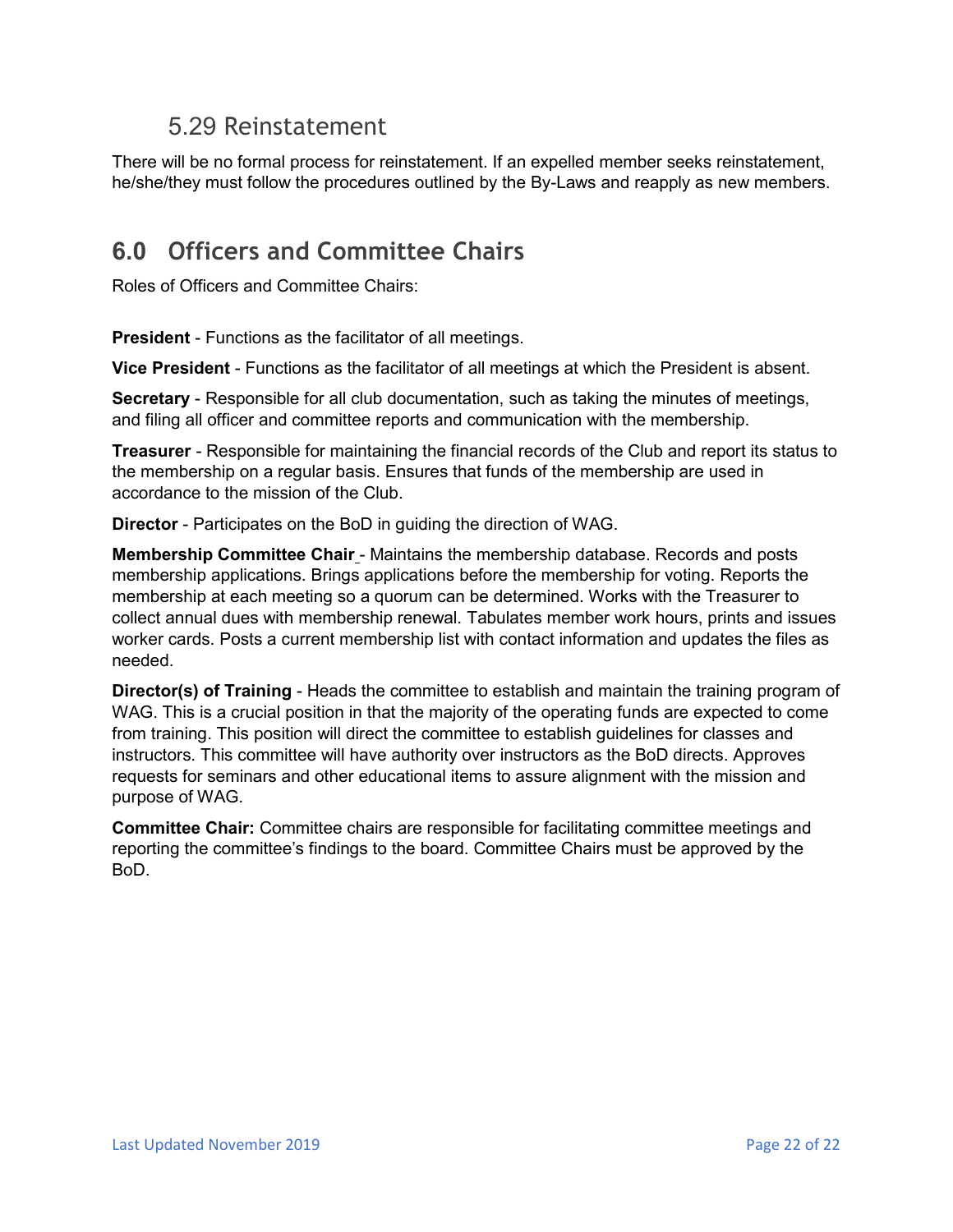### 5.29 Reinstatement

There will be no formal process for reinstatement. If an expelled member seeks reinstatement, he/she/they must follow the procedures outlined by the By-Laws and reapply as new members.

## 6.0 Officers and Committee Chairs

Roles of Officers and Committee Chairs:

**President** - Functions as the facilitator of all meetings.

**Vice President** - Functions as the facilitator of all meetings at which the President is absent.

**Secretary** - Responsible for all club documentation, such as taking the minutes of meetings, and filing all officer and committee reports and communication with the membership.

**Treasurer** - Responsible for maintaining the financial records of the Club and report its status to the membership on a regular basis. Ensures that funds of the membership are used in accordance to the mission of the Club.

**Director** - Participates on the BoD in guiding the direction of WAG.

**Membership Committee Chair** - Maintains the membership database. Records and posts membership applications. Brings applications before the membership for voting. Reports the membership at each meeting so a quorum can be determined. Works with the Treasurer to collect annual dues with membership renewal. Tabulates member work hours, prints and issues worker cards. Posts a current membership list with contact information and updates the files as needed.

**Director(s) of Training** - Heads the committee to establish and maintain the training program of WAG. This is a crucial position in that the majority of the operating funds are expected to come from training. This position will direct the committee to establish guidelines for classes and instructors. This committee will have authority over instructors as the BoD directs. Approves requests for seminars and other educational items to assure alignment with the mission and purpose of WAG.

**Committee Chair:** Committee chairs are responsible for facilitating committee meetings and reporting the committee's findings to the board. Committee Chairs must be approved by the BoD.